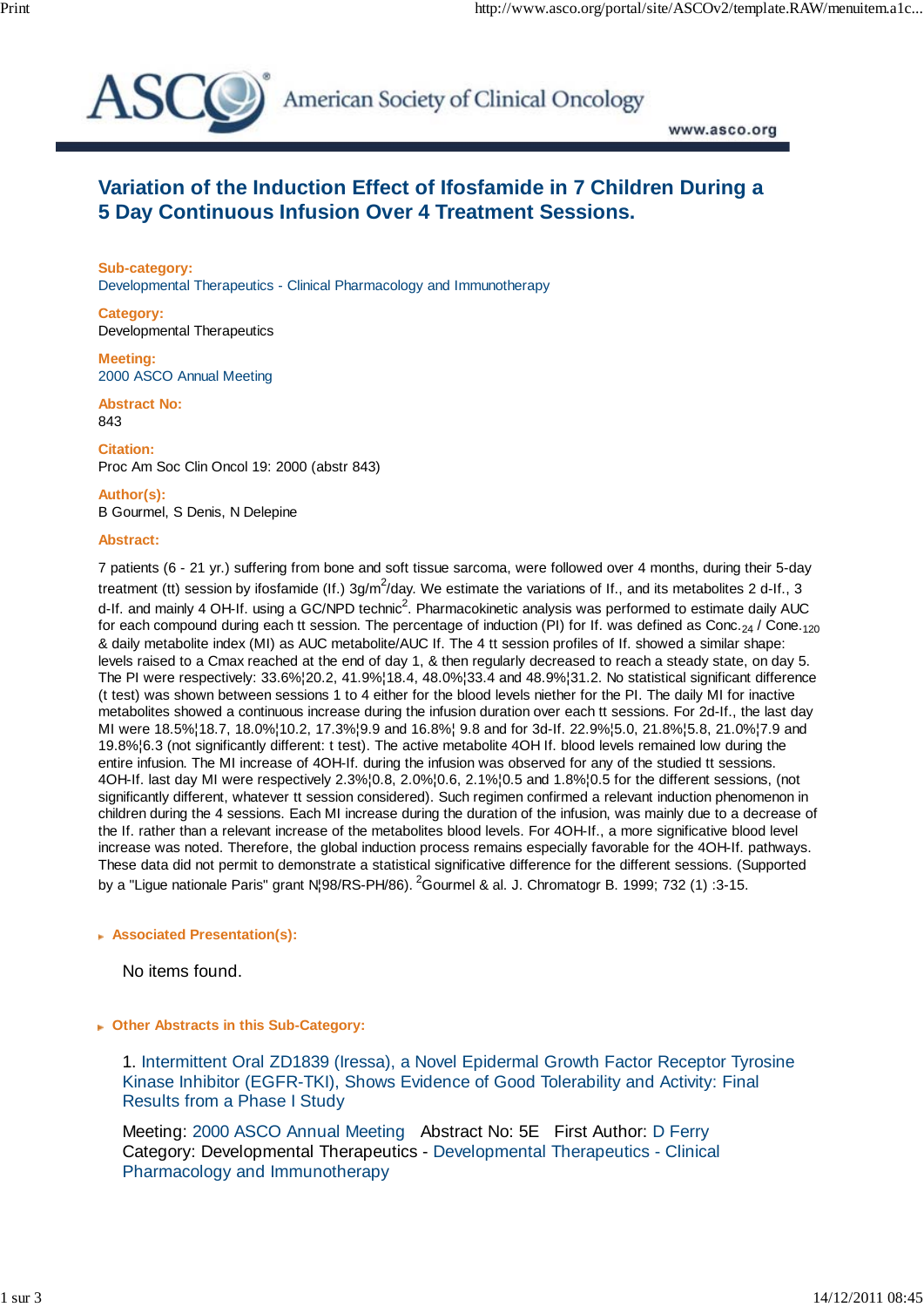# Variation of the Induction Effect of Ifosfamide in 7 Children During a 5 Day Continuous Infusion Over 4 Treatment Sessions.

**Sub-category:**
Developmental Therapeutics - Clinical Pharmacology and Immunotherapy

**Category:**
Developmental Therapeutics

**Meeting:**
2000 ASCO Annual Meeting

**Abstract No:**
843

**Citation:**
Proc Am Soc Clin Oncol 19: 2000 (abstr 843)

**Author(s):**
B Gourmel, S Denis, N Delepine

**Abstract:**

7 patients (6 - 21 yr.) suffering from bone and soft tissue sarcoma, were followed over 4 months, during their 5-day treatment (tt) session by ifosfamide (If.) 3g/$m^2$/day. We estimate the variations of If., and its metabolites 2 d-If., 3 d-If. and mainly 4 OH-If. using a GC/NPD technic[2]. Pharmacokinetic analysis was performed to estimate daily AUC for each compound during each tt session. The percentage of induction (PI) for If. was defined as $Conc._{24}$ / $Conc._{120}$ & daily metabolite index (MI) as AUC metabolite/AUC If. The 4 tt session profiles of If. showed a similar shape: levels raised to a Cmax reached at the end of day 1, & then regularly decreased to reach a steady state, on day 5. The PI were respectively: 33.6%¦20.2, 41.9%¦18.4, 48.0%¦33.4 and 48.9%¦31.2. No statistical significant difference (t test) was shown between sessions 1 to 4 either for the blood levels niether for the PI. The daily MI for inactive metabolites showed a continuous increase during the infusion duration over each tt sessions. For 2d-If., the last day MI were 18.5%¦18.7, 18.0%¦10.2, 17.3%¦9.9 and 16.8%¦ 9.8 and for 3d-If. 22.9%¦5.0, 21.8%¦5.8, 21.0%¦7.9 and 19.8%¦6.3 (not significantly different: t test). The active metabolite 4OH If. blood levels remained low during the entire infusion. The MI increase of 4OH-If. during the infusion was observed for any of the studied tt sessions. 4OH-If. last day MI were respectively 2.3%¦0.8, 2.0%¦0.6, 2.1%¦0.5 and 1.8%¦0.5 for the different sessions, (not significantly different, whatever tt session considered). Such regimen confirmed a relevant induction phenomenon in children during the 4 sessions. Each MI increase during the duration of the infusion, was mainly due to a decrease of the If. rather than a relevant increase of the metabolites blood levels. For 4OH-If., a more significative blood level increase was noted. Therefore, the global induction process remains especially favorable for the 4OH-If. pathways. These data did not permit to demonstrate a statistical significative difference for the different sessions. (Supported by a "Ligue nationale Paris" grant N¦98/RS-PH/86). [2]Gourmel & al. J. Chromatogr B. 1999; 732 (1) :3-15.

**Associated Presentation(s):**

No items found.

**Other Abstracts in this Sub-Category:**

1. Intermittent Oral ZD1839 (Iressa), a Novel Epidermal Growth Factor Receptor Tyrosine Kinase Inhibitor (EGFR-TKI), Shows Evidence of Good Tolerability and Activity: Final Results from a Phase I Study

Meeting: 2000 ASCO Annual Meeting   Abstract No: 5E   First Author: D Ferry
Category: Developmental Therapeutics - Developmental Therapeutics - Clinical Pharmacology and Immunotherapy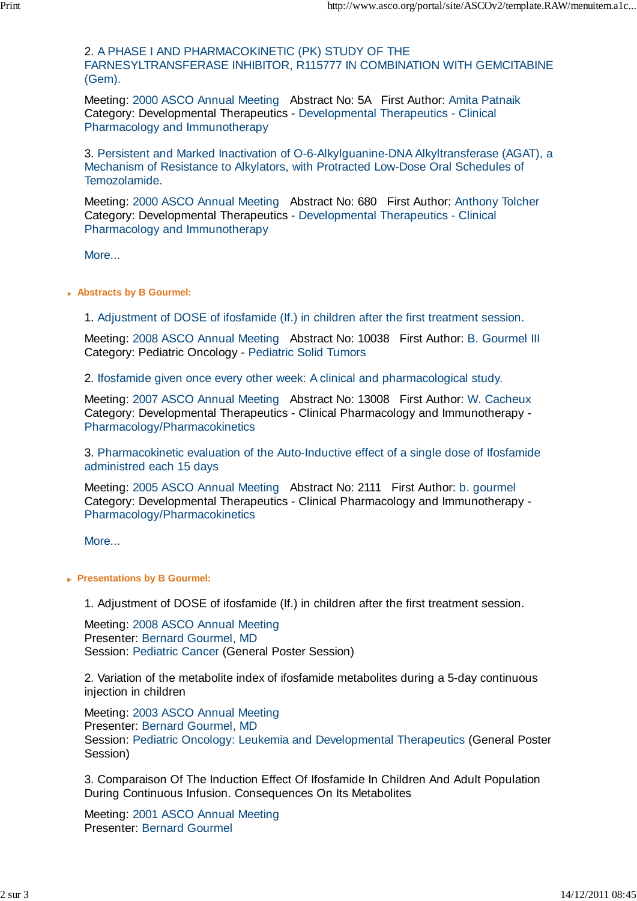2. A PHASE I AND PHARMACOKINETIC (PK) STUDY OF THE FARNESYLTRANSFERASE INHIBITOR, R115777 IN COMBINATION WITH GEMCITABINE (Gem).

Meeting: 2000 ASCO Annual Meeting   Abstract No: 5A   First Author: Amita Patnaik
Category: Developmental Therapeutics - Developmental Therapeutics - Clinical Pharmacology and Immunotherapy

3. Persistent and Marked Inactivation of O-6-Alkylguanine-DNA Alkyltransferase (AGAT), a Mechanism of Resistance to Alkylators, with Protracted Low-Dose Oral Schedules of Temozolamide.

Meeting: 2000 ASCO Annual Meeting   Abstract No: 680   First Author: Anthony Tolcher
Category: Developmental Therapeutics - Developmental Therapeutics - Clinical Pharmacology and Immunotherapy

More...

**Abstracts by B Gourmel:**

1. Adjustment of DOSE of ifosfamide (If.) in children after the first treatment session.

Meeting: 2008 ASCO Annual Meeting   Abstract No: 10038   First Author: B. Gourmel III
Category: Pediatric Oncology - Pediatric Solid Tumors

2. Ifosfamide given once every other week: A clinical and pharmacological study.

Meeting: 2007 ASCO Annual Meeting   Abstract No: 13008   First Author: W. Cacheux
Category: Developmental Therapeutics - Clinical Pharmacology and Immunotherapy - Pharmacology/Pharmacokinetics

3. Pharmacokinetic evaluation of the Auto-Inductive effect of a single dose of Ifosfamide administred each 15 days

Meeting: 2005 ASCO Annual Meeting   Abstract No: 2111   First Author: b. gourmel
Category: Developmental Therapeutics - Clinical Pharmacology and Immunotherapy - Pharmacology/Pharmacokinetics

More...

**Presentations by B Gourmel:**

1. Adjustment of DOSE of ifosfamide (If.) in children after the first treatment session.

Meeting: 2008 ASCO Annual Meeting
Presenter: Bernard Gourmel, MD
Session: Pediatric Cancer (General Poster Session)

2. Variation of the metabolite index of ifosfamide metabolites during a 5-day continuous injection in children

Meeting: 2003 ASCO Annual Meeting
Presenter: Bernard Gourmel, MD
Session: Pediatric Oncology: Leukemia and Developmental Therapeutics (General Poster Session)

3. Comparaison Of The Induction Effect Of Ifosfamide In Children And Adult Population During Continuous Infusion. Consequences On Its Metabolites

Meeting: 2001 ASCO Annual Meeting
Presenter: Bernard Gourmel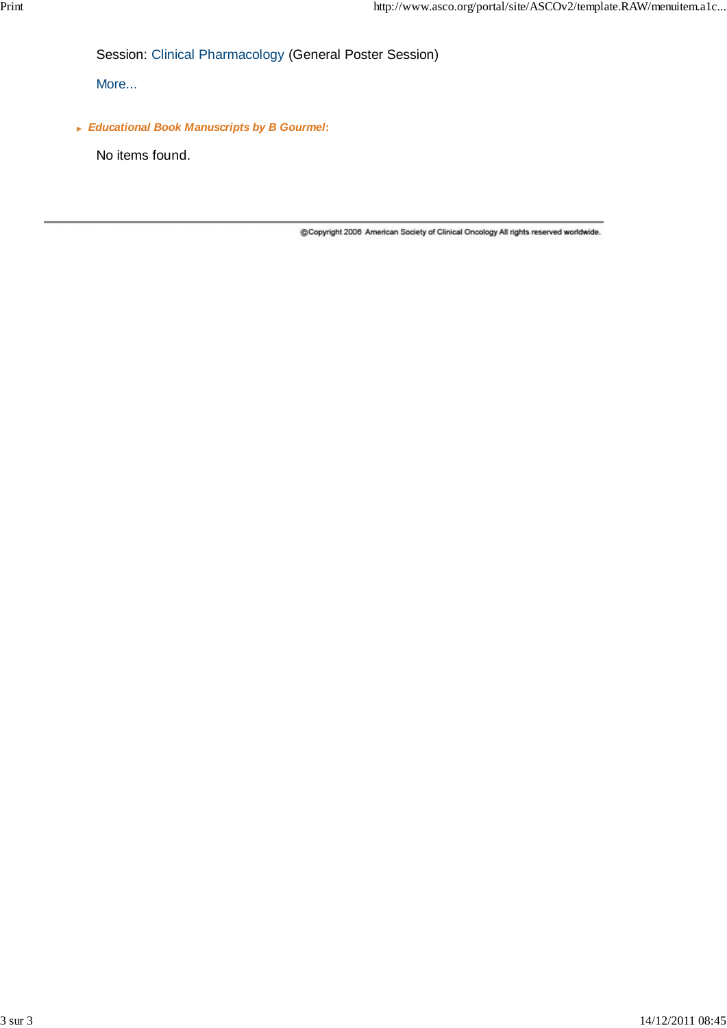Session: Clinical Pharmacology (General Poster Session)

More...

### ► *Educational Book Manuscripts by B Gourmel:*

No items found.

---

©Copyright 2006 American Society of Clinical Oncology All rights reserved worldwide.